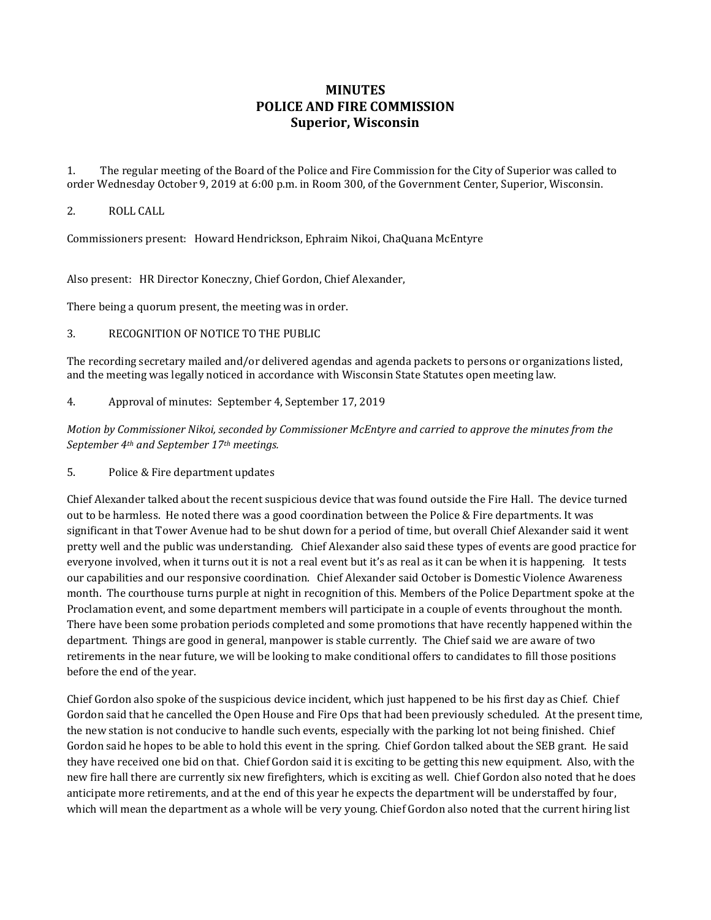# MINUTES
# POLICE AND FIRE COMMISSION
# Superior, Wisconsin

1. The regular meeting of the Board of the Police and Fire Commission for the City of Superior was called to order Wednesday October 9, 2019 at 6:00 p.m. in Room 300, of the Government Center, Superior, Wisconsin.

2. ROLL CALL

Commissioners present: Howard Hendrickson, Ephraim Nikoi, ChaQuana McEntyre

Also present: HR Director Koneczny, Chief Gordon, Chief Alexander,

There being a quorum present, the meeting was in order.

3. RECOGNITION OF NOTICE TO THE PUBLIC

The recording secretary mailed and/or delivered agendas and agenda packets to persons or organizations listed, and the meeting was legally noticed in accordance with Wisconsin State Statutes open meeting law.

4. Approval of minutes: September 4, September 17, 2019

*Motion by Commissioner Nikoi, seconded by Commissioner McEntyre and carried to approve the minutes from the September 4th and September 17th meetings.*

5. Police & Fire department updates

Chief Alexander talked about the recent suspicious device that was found outside the Fire Hall. The device turned out to be harmless. He noted there was a good coordination between the Police & Fire departments. It was significant in that Tower Avenue had to be shut down for a period of time, but overall Chief Alexander said it went pretty well and the public was understanding. Chief Alexander also said these types of events are good practice for everyone involved, when it turns out it is not a real event but it's as real as it can be when it is happening. It tests our capabilities and our responsive coordination. Chief Alexander said October is Domestic Violence Awareness month. The courthouse turns purple at night in recognition of this. Members of the Police Department spoke at the Proclamation event, and some department members will participate in a couple of events throughout the month. There have been some probation periods completed and some promotions that have recently happened within the department. Things are good in general, manpower is stable currently. The Chief said we are aware of two retirements in the near future, we will be looking to make conditional offers to candidates to fill those positions before the end of the year.

Chief Gordon also spoke of the suspicious device incident, which just happened to be his first day as Chief. Chief Gordon said that he cancelled the Open House and Fire Ops that had been previously scheduled. At the present time, the new station is not conducive to handle such events, especially with the parking lot not being finished. Chief Gordon said he hopes to be able to hold this event in the spring. Chief Gordon talked about the SEB grant. He said they have received one bid on that. Chief Gordon said it is exciting to be getting this new equipment. Also, with the new fire hall there are currently six new firefighters, which is exciting as well. Chief Gordon also noted that he does anticipate more retirements, and at the end of this year he expects the department will be understaffed by four, which will mean the department as a whole will be very young. Chief Gordon also noted that the current hiring list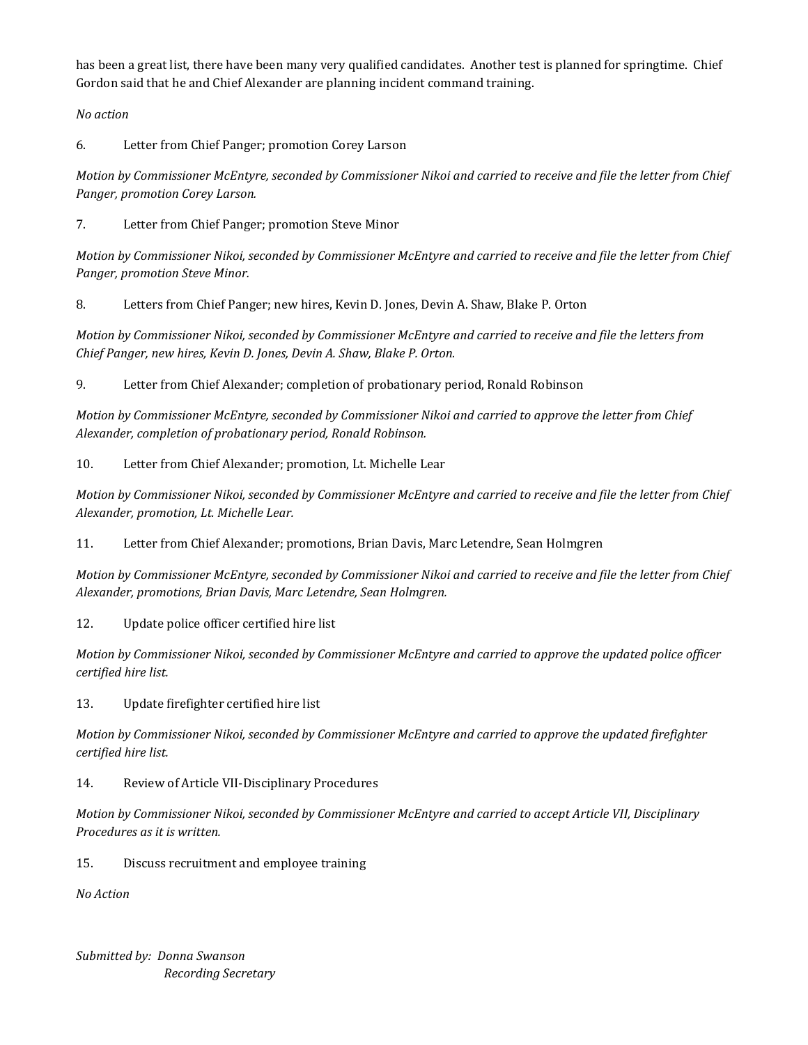has been a great list, there have been many very qualified candidates. Another test is planned for springtime. Chief Gordon said that he and Chief Alexander are planning incident command training.

*No action*

6. Letter from Chief Panger; promotion Corey Larson

*Motion by Commissioner McEntyre, seconded by Commissioner Nikoi and carried to receive and file the letter from Chief Panger, promotion Corey Larson.*

7. Letter from Chief Panger; promotion Steve Minor

*Motion by Commissioner Nikoi, seconded by Commissioner McEntyre and carried to receive and file the letter from Chief Panger, promotion Steve Minor.*

8. Letters from Chief Panger; new hires, Kevin D. Jones, Devin A. Shaw, Blake P. Orton

*Motion by Commissioner Nikoi, seconded by Commissioner McEntyre and carried to receive and file the letters from Chief Panger, new hires, Kevin D. Jones, Devin A. Shaw, Blake P. Orton.*

9. Letter from Chief Alexander; completion of probationary period, Ronald Robinson

*Motion by Commissioner McEntyre, seconded by Commissioner Nikoi and carried to approve the letter from Chief Alexander, completion of probationary period, Ronald Robinson.*

10. Letter from Chief Alexander; promotion, Lt. Michelle Lear

*Motion by Commissioner Nikoi, seconded by Commissioner McEntyre and carried to receive and file the letter from Chief Alexander, promotion, Lt. Michelle Lear.*

11. Letter from Chief Alexander; promotions, Brian Davis, Marc Letendre, Sean Holmgren

*Motion by Commissioner McEntyre, seconded by Commissioner Nikoi and carried to receive and file the letter from Chief Alexander, promotions, Brian Davis, Marc Letendre, Sean Holmgren.*

12. Update police officer certified hire list

*Motion by Commissioner Nikoi, seconded by Commissioner McEntyre and carried to approve the updated police officer certified hire list.*

13. Update firefighter certified hire list

*Motion by Commissioner Nikoi, seconded by Commissioner McEntyre and carried to approve the updated firefighter certified hire list.*

14. Review of Article VII-Disciplinary Procedures

*Motion by Commissioner Nikoi, seconded by Commissioner McEntyre and carried to accept Article VII, Disciplinary Procedures as it is written.*

15. Discuss recruitment and employee training

*No Action*

*Submitted by: Donna Swanson*
*Recording Secretary*